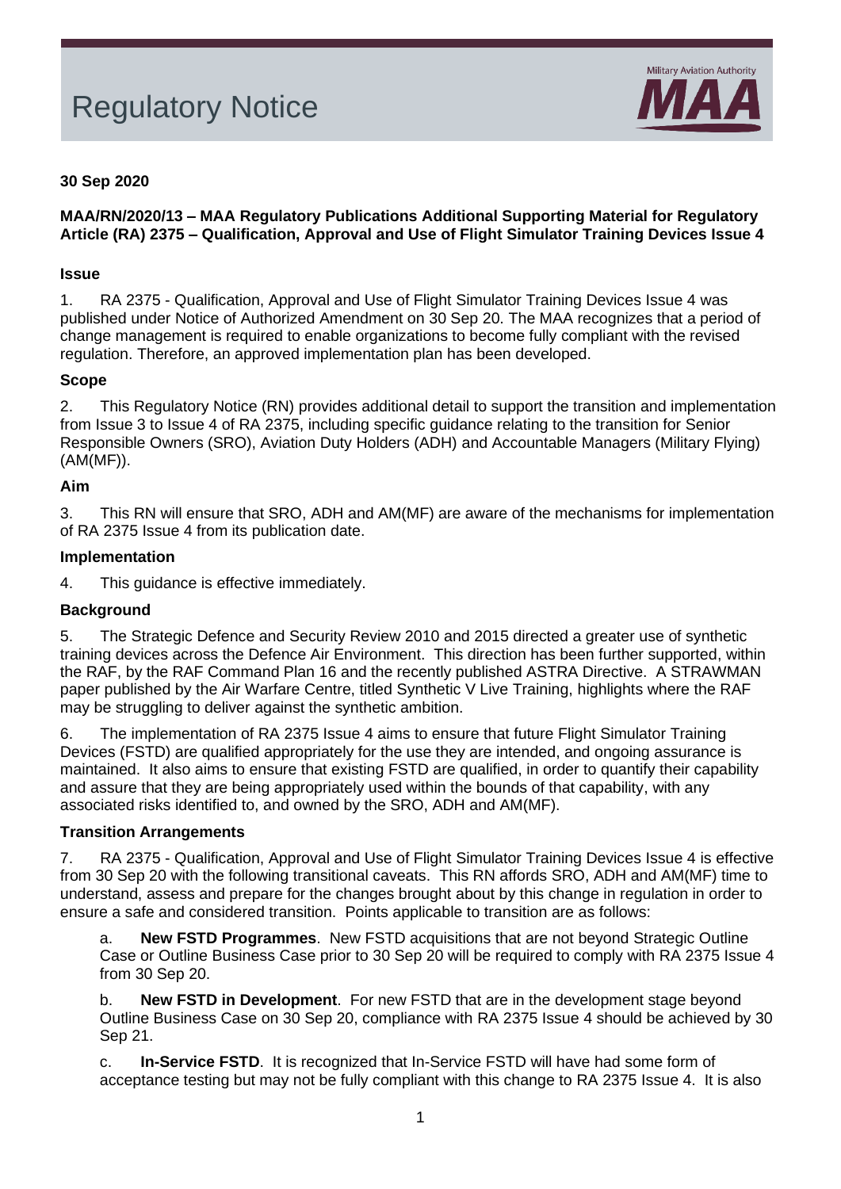# Regulatory Notice

**30 Sep 2020**

**MAA/RN/2020/13 – MAA Regulatory Publications Additional Supporting Material for Regulatory Article (RA) 2375 – Qualification, Approval and Use of Flight Simulator Training Devices Issue 4**

**Issue**

1. RA 2375 - Qualification, Approval and Use of Flight Simulator Training Devices Issue 4 was published under Notice of Authorized Amendment on 30 Sep 20. The MAA recognizes that a period of change management is required to enable organizations to become fully compliant with the revised regulation. Therefore, an approved implementation plan has been developed.

**Scope**

2. This Regulatory Notice (RN) provides additional detail to support the transition and implementation from Issue 3 to Issue 4 of RA 2375, including specific guidance relating to the transition for Senior Responsible Owners (SRO), Aviation Duty Holders (ADH) and Accountable Managers (Military Flying) (AM(MF)).

**Aim**

3. This RN will ensure that SRO, ADH and AM(MF) are aware of the mechanisms for implementation of RA 2375 Issue 4 from its publication date.

**Implementation**

4. This guidance is effective immediately.

**Background**

5. The Strategic Defence and Security Review 2010 and 2015 directed a greater use of synthetic training devices across the Defence Air Environment. This direction has been further supported, within the RAF, by the RAF Command Plan 16 and the recently published ASTRA Directive. A STRAWMAN paper published by the Air Warfare Centre, titled Synthetic V Live Training, highlights where the RAF may be struggling to deliver against the synthetic ambition.

6. The implementation of RA 2375 Issue 4 aims to ensure that future Flight Simulator Training Devices (FSTD) are qualified appropriately for the use they are intended, and ongoing assurance is maintained. It also aims to ensure that existing FSTD are qualified, in order to quantify their capability and assure that they are being appropriately used within the bounds of that capability, with any associated risks identified to, and owned by the SRO, ADH and AM(MF).

**Transition Arrangements**

7. RA 2375 - Qualification, Approval and Use of Flight Simulator Training Devices Issue 4 is effective from 30 Sep 20 with the following transitional caveats. This RN affords SRO, ADH and AM(MF) time to understand, assess and prepare for the changes brought about by this change in regulation in order to ensure a safe and considered transition. Points applicable to transition are as follows:

a. **New FSTD Programmes**. New FSTD acquisitions that are not beyond Strategic Outline Case or Outline Business Case prior to 30 Sep 20 will be required to comply with RA 2375 Issue 4 from 30 Sep 20.

b. **New FSTD in Development**. For new FSTD that are in the development stage beyond Outline Business Case on 30 Sep 20, compliance with RA 2375 Issue 4 should be achieved by 30 Sep 21.

c. **In-Service FSTD**. It is recognized that In-Service FSTD will have had some form of acceptance testing but may not be fully compliant with this change to RA 2375 Issue 4. It is also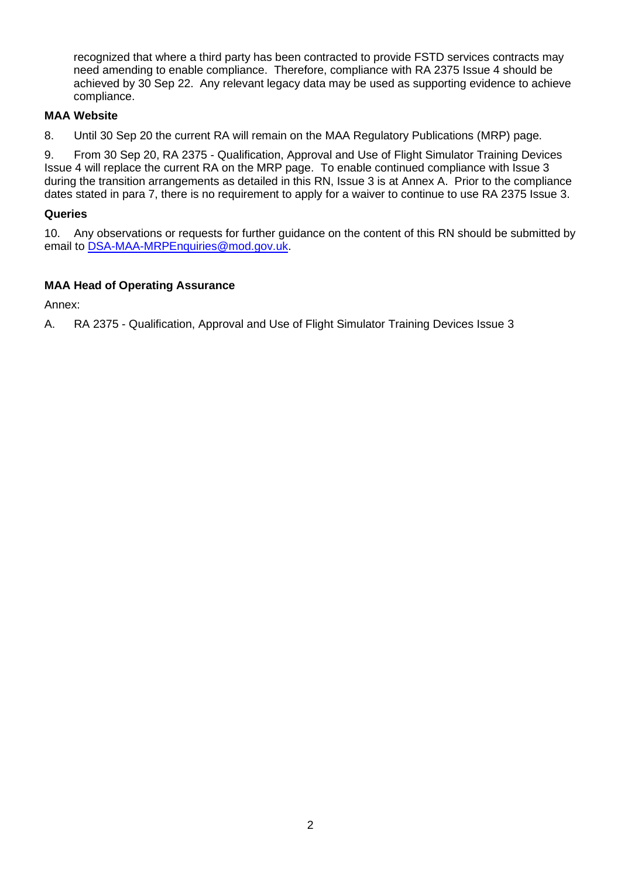recognized that where a third party has been contracted to provide FSTD services contracts may need amending to enable compliance. Therefore, compliance with RA 2375 Issue 4 should be achieved by 30 Sep 22. Any relevant legacy data may be used as supporting evidence to achieve compliance.

**MAA Website**

8. Until 30 Sep 20 the current RA will remain on the MAA Regulatory Publications (MRP) page.

9. From 30 Sep 20, RA 2375 - Qualification, Approval and Use of Flight Simulator Training Devices Issue 4 will replace the current RA on the MRP page. To enable continued compliance with Issue 3 during the transition arrangements as detailed in this RN, Issue 3 is at Annex A. Prior to the compliance dates stated in para 7, there is no requirement to apply for a waiver to continue to use RA 2375 Issue 3.

**Queries**

10. Any observations or requests for further guidance on the content of this RN should be submitted by email to DSA-MAA-MRPEnquiries@mod.gov.uk.

**MAA Head of Operating Assurance**

Annex:

A. RA 2375 - Qualification, Approval and Use of Flight Simulator Training Devices Issue 3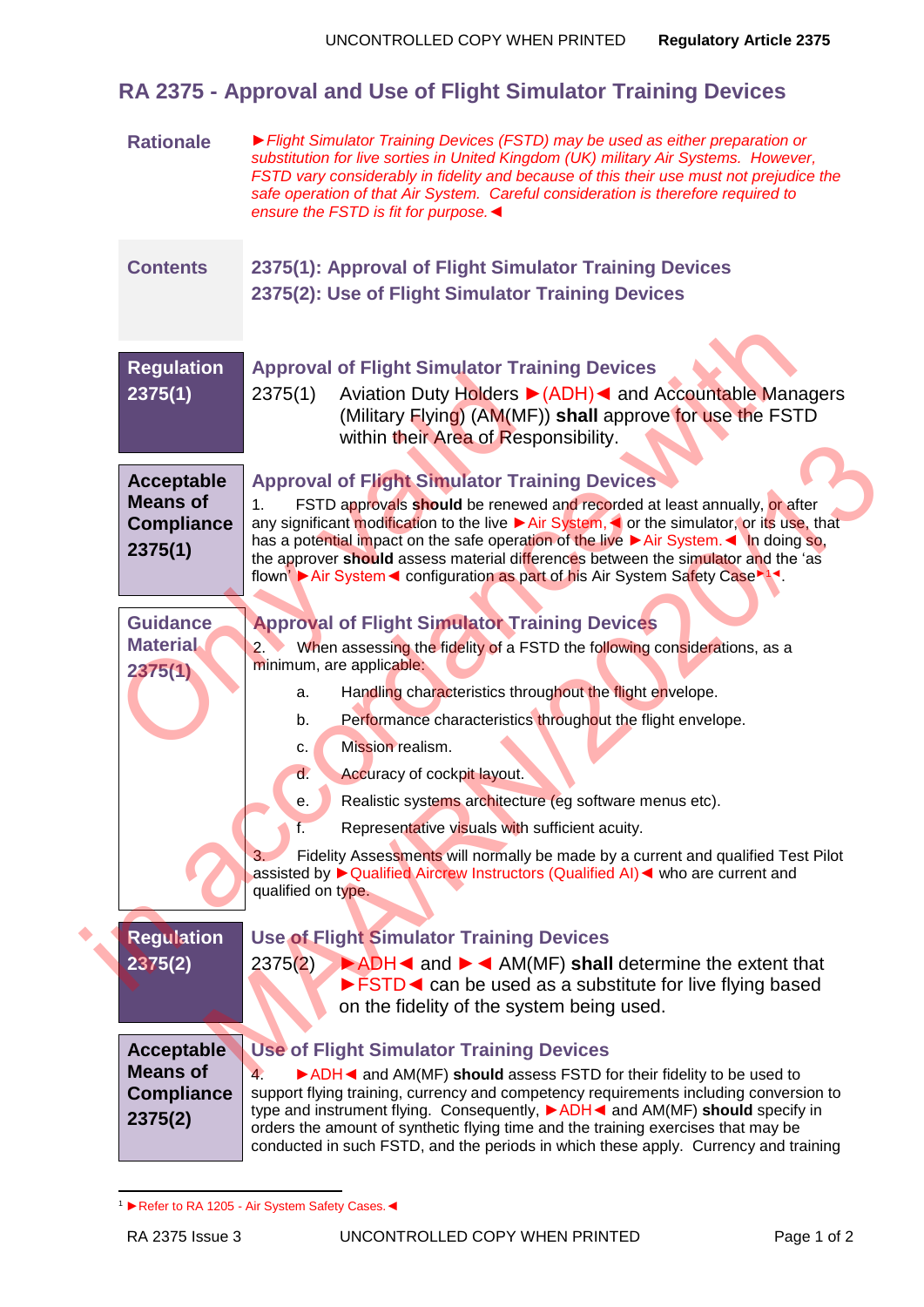# RA 2375 - Approval and Use of Flight Simulator Training Devices

**Rationale**

►*Flight Simulator Training Devices (FSTD) may be used as either preparation or substitution for live sorties in United Kingdom (UK) military Air Systems. However, FSTD vary considerably in fidelity and because of this their use must not prejudice the safe operation of that Air System. Careful consideration is therefore required to ensure the FSTD is fit for purpose.*◄

**Contents**

2375(1): Approval of Flight Simulator Training Devices
2375(2): Use of Flight Simulator Training Devices

## Regulation 2375(1)

### Approval of Flight Simulator Training Devices

2375(1) Aviation Duty Holders ►(ADH)◄ and Accountable Managers (Military Flying) (AM(MF)) **shall** approve for use the FSTD within their Area of Responsibility.

## Acceptable Means of Compliance 2375(1)

### Approval of Flight Simulator Training Devices

1. FSTD approvals **should** be renewed and recorded at least annually, or after any significant modification to the live ►Air System,◄ or the simulator, or its use, that has a potential impact on the safe operation of the live ►Air System.◄ In doing so, the approver **should** assess material differences between the simulator and the 'as flown' ►Air System◄ configuration as part of his Air System Safety Case►[1]◄.

## Guidance Material 2375(1)

### Approval of Flight Simulator Training Devices

2. When assessing the fidelity of a FSTD the following considerations, as a minimum, are applicable:

a. Handling characteristics throughout the flight envelope.

b. Performance characteristics throughout the flight envelope.

c. Mission realism.

d. Accuracy of cockpit layout.

e. Realistic systems architecture (eg software menus etc).

f. Representative visuals with sufficient acuity.

3. Fidelity Assessments will normally be made by a current and qualified Test Pilot assisted by ►Qualified Aircrew Instructors (Qualified AI)◄ who are current and qualified on type.

## Regulation 2375(2)

### Use of Flight Simulator Training Devices

2375(2) ►ADH◄ and ►◄ AM(MF) **shall** determine the extent that ►FSTD◄ can be used as a substitute for live flying based on the fidelity of the system being used.

## Acceptable Means of Compliance 2375(2)

### Use of Flight Simulator Training Devices

4. ►ADH◄ and AM(MF) **should** assess FSTD for their fidelity to be used to support flying training, currency and competency requirements including conversion to type and instrument flying. Consequently, ►ADH◄ and AM(MF) **should** specify in orders the amount of synthetic flying time and the training exercises that may be conducted in such FSTD, and the periods in which these apply. Currency and training

[1] ►Refer to RA 1205 - Air System Safety Cases.◄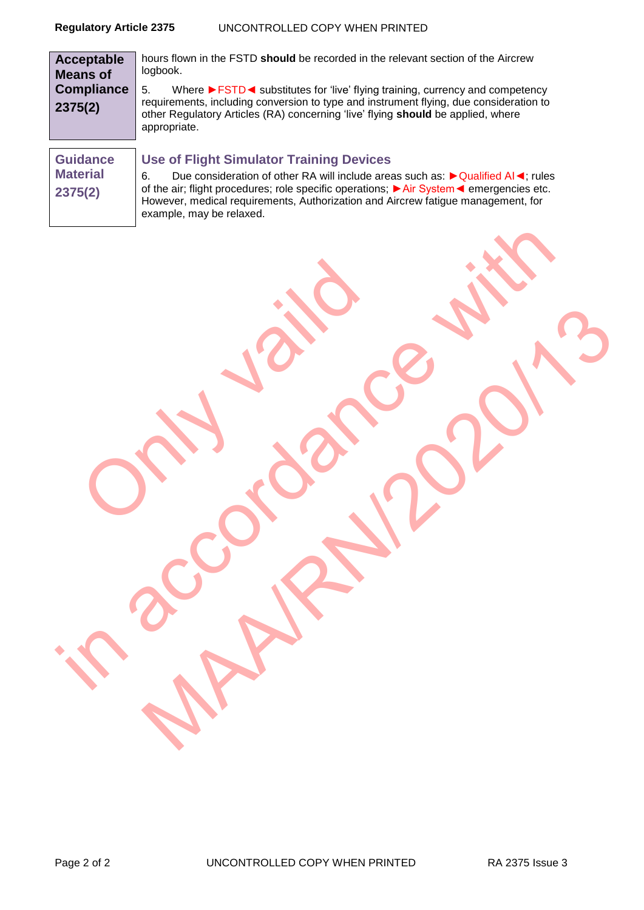**Acceptable Means of Compliance 2375(2)**

hours flown in the FSTD **should** be recorded in the relevant section of the Aircrew logbook.

5. Where ►FSTD◄ substitutes for 'live' flying training, currency and competency requirements, including conversion to type and instrument flying, due consideration to other Regulatory Articles (RA) concerning 'live' flying **should** be applied, where appropriate.

**Guidance Material 2375(2)**

## Use of Flight Simulator Training Devices

6. Due consideration of other RA will include areas such as: ►Qualified AI◄; rules of the air; flight procedures; role specific operations; ►Air System◄ emergencies etc. However, medical requirements, Authorization and Aircrew fatigue management, for example, may be relaxed.

Only vaild in accordance with MAA/RN/2020/13